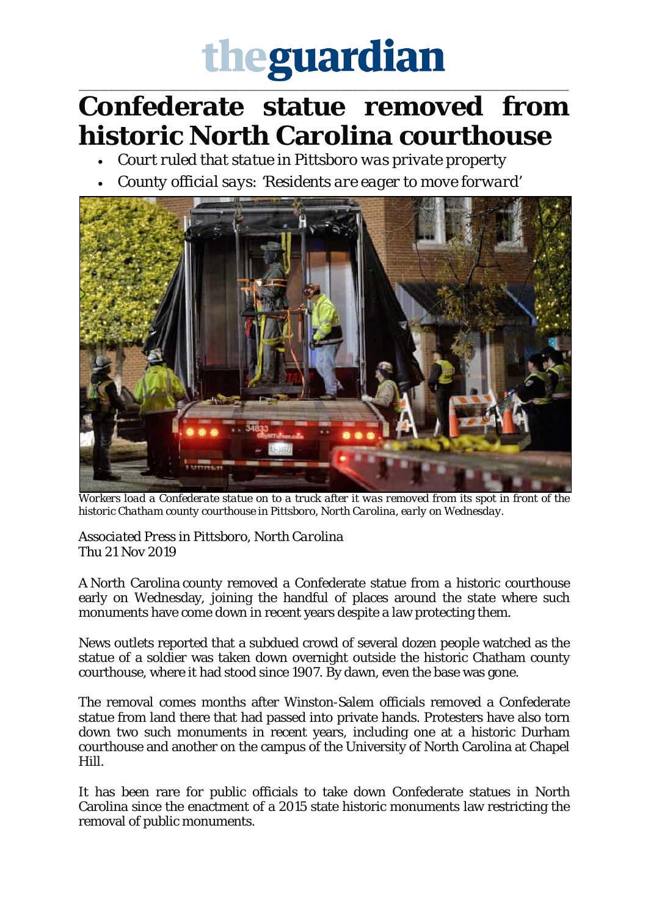theguardian

# Confederate statue removed from historic North Carolina courthouse

- *Court ruled that statue in Pittsboro was private property*
- *County official says: 'Residents are eager to move forward'*

*Workers load a Confederate statue on to a truck after it was removed from its spot in front of the historic Chatham county courthouse in Pittsboro, North Carolina, early on Wednesday.*

*Associated Press in Pittsboro, North Carolina*
Thu 21 Nov 2019

A North Carolina county removed a Confederate statue from a historic courthouse early on Wednesday, joining the handful of places around the state where such monuments have come down in recent years despite a law protecting them.

News outlets reported that a subdued crowd of several dozen people watched as the statue of a soldier was taken down overnight outside the historic Chatham county courthouse, where it had stood since 1907. By dawn, even the base was gone.

The removal comes months after Winston-Salem officials removed a Confederate statue from land there that had passed into private hands. Protesters have also torn down two such monuments in recent years, including one at a historic Durham courthouse and another on the campus of the University of North Carolina at Chapel Hill.

It has been rare for public officials to take down Confederate statues in North Carolina since the enactment of a 2015 state historic monuments law restricting the removal of public monuments.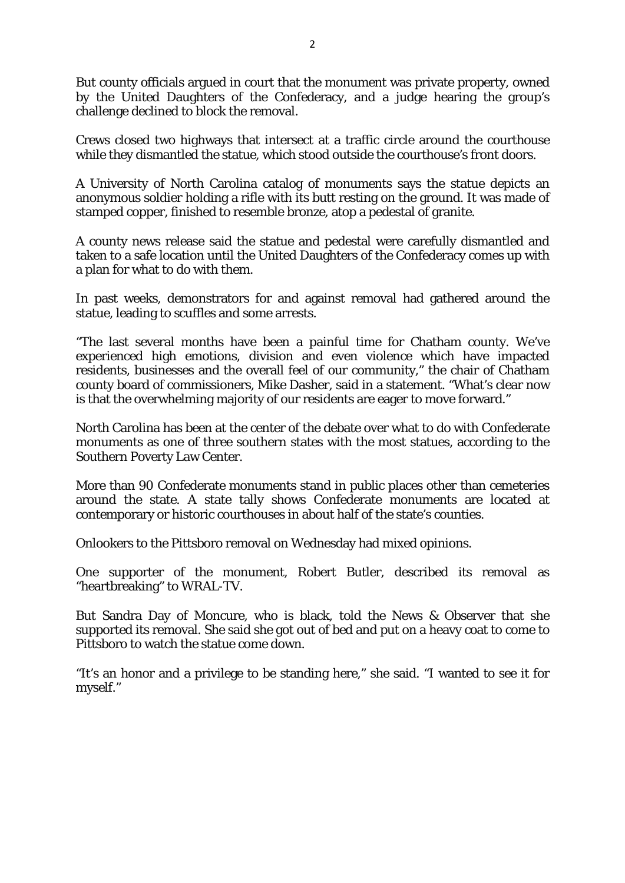But county officials argued in court that the monument was private property, owned by the United Daughters of the Confederacy, and a judge hearing the group's challenge declined to block the removal.

Crews closed two highways that intersect at a traffic circle around the courthouse while they dismantled the statue, which stood outside the courthouse's front doors.

A University of North Carolina catalog of monuments says the statue depicts an anonymous soldier holding a rifle with its butt resting on the ground. It was made of stamped copper, finished to resemble bronze, atop a pedestal of granite.

A county news release said the statue and pedestal were carefully dismantled and taken to a safe location until the United Daughters of the Confederacy comes up with a plan for what to do with them.

In past weeks, demonstrators for and against removal had gathered around the statue, leading to scuffles and some arrests.

"The last several months have been a painful time for Chatham county. We've experienced high emotions, division and even violence which have impacted residents, businesses and the overall feel of our community," the chair of Chatham county board of commissioners, Mike Dasher, said in a statement. "What's clear now is that the overwhelming majority of our residents are eager to move forward."

North Carolina has been at the center of the debate over what to do with Confederate monuments as one of three southern states with the most statues, according to the Southern Poverty Law Center.

More than 90 Confederate monuments stand in public places other than cemeteries around the state. A state tally shows Confederate monuments are located at contemporary or historic courthouses in about half of the state's counties.

Onlookers to the Pittsboro removal on Wednesday had mixed opinions.

One supporter of the monument, Robert Butler, described its removal as "heartbreaking" to WRAL-TV.

But Sandra Day of Moncure, who is black, told the News & Observer that she supported its removal. She said she got out of bed and put on a heavy coat to come to Pittsboro to watch the statue come down.

"It's an honor and a privilege to be standing here," she said. "I wanted to see it for myself."